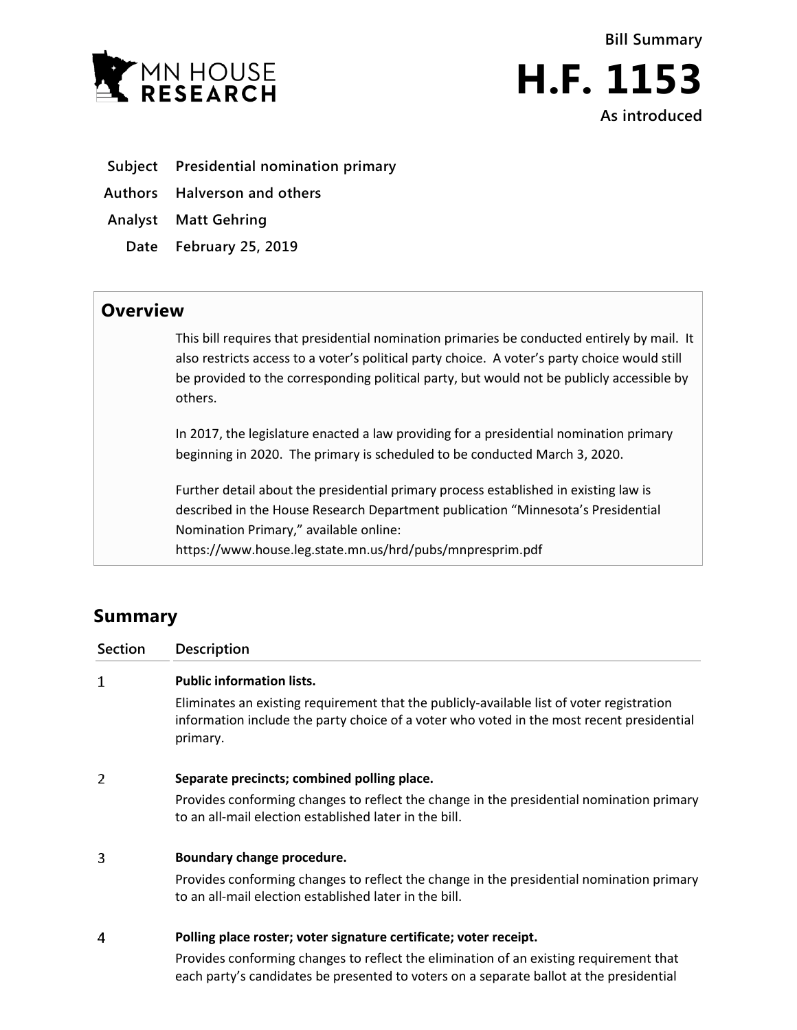MN HOUSE RESEARCH

**Bill Summary**

# H.F. 1153

**As introduced**

| | |
|---|---|
| **Subject** | **Presidential nomination primary** |
| **Authors** | **Halverson and others** |
| **Analyst** | **Matt Gehring** |
| **Date** | **February 25, 2019** |

## Overview

This bill requires that presidential nomination primaries be conducted entirely by mail. It also restricts access to a voter's political party choice. A voter's party choice would still be provided to the corresponding political party, but would not be publicly accessible by others.

In 2017, the legislature enacted a law providing for a presidential nomination primary beginning in 2020. The primary is scheduled to be conducted March 3, 2020.

Further detail about the presidential primary process established in existing law is described in the House Research Department publication "Minnesota's Presidential Nomination Primary," available online: https://www.house.leg.state.mn.us/hrd/pubs/mnpresprim.pdf

## Summary

| Section | Description |
|---|---|
| 1 | **Public information lists.** <br> Eliminates an existing requirement that the publicly-available list of voter registration information include the party choice of a voter who voted in the most recent presidential primary. |
| 2 | **Separate precincts; combined polling place.** <br> Provides conforming changes to reflect the change in the presidential nomination primary to an all-mail election established later in the bill. |
| 3 | **Boundary change procedure.** <br> Provides conforming changes to reflect the change in the presidential nomination primary to an all-mail election established later in the bill. |
| 4 | **Polling place roster; voter signature certificate; voter receipt.** <br> Provides conforming changes to reflect the elimination of an existing requirement that each party's candidates be presented to voters on a separate ballot at the presidential |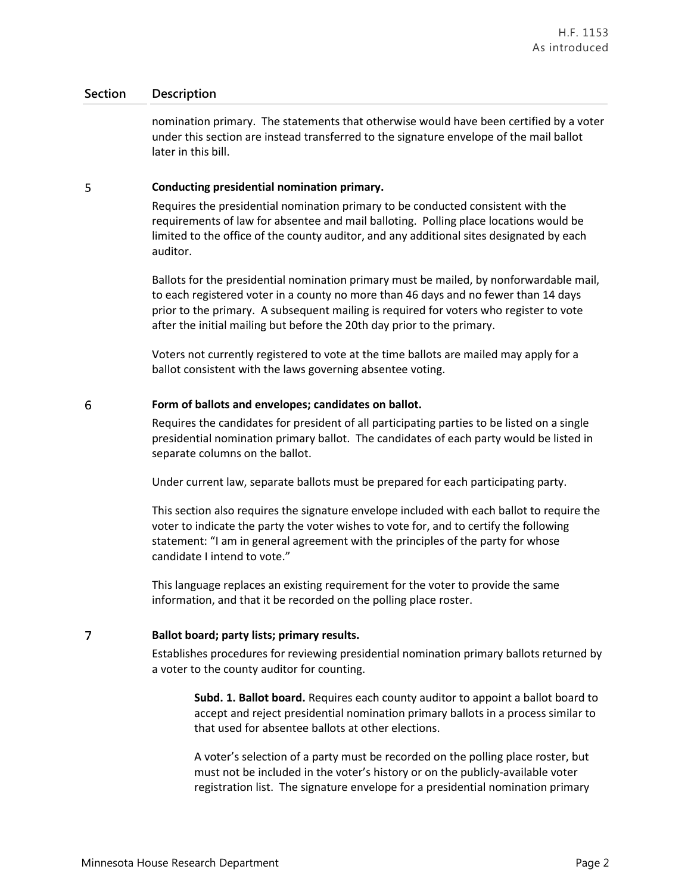| Section | Description |
|---|---|
| | nomination primary. The statements that otherwise would have been certified by a voter under this section are instead transferred to the signature envelope of the mail ballot later in this bill. |
| 5 | **Conducting presidential nomination primary.**<br><br>Requires the presidential nomination primary to be conducted consistent with the requirements of law for absentee and mail balloting. Polling place locations would be limited to the office of the county auditor, and any additional sites designated by each auditor.<br><br>Ballots for the presidential nomination primary must be mailed, by nonforwardable mail, to each registered voter in a county no more than 46 days and no fewer than 14 days prior to the primary. A subsequent mailing is required for voters who register to vote after the initial mailing but before the 20th day prior to the primary.<br><br>Voters not currently registered to vote at the time ballots are mailed may apply for a ballot consistent with the laws governing absentee voting. |
| 6 | **Form of ballots and envelopes; candidates on ballot.**<br><br>Requires the candidates for president of all participating parties to be listed on a single presidential nomination primary ballot. The candidates of each party would be listed in separate columns on the ballot.<br><br>Under current law, separate ballots must be prepared for each participating party.<br><br>This section also requires the signature envelope included with each ballot to require the voter to indicate the party the voter wishes to vote for, and to certify the following statement: "I am in general agreement with the principles of the party for whose candidate I intend to vote."<br><br>This language replaces an existing requirement for the voter to provide the same information, and that it be recorded on the polling place roster. |
| 7 | **Ballot board; party lists; primary results.**<br><br>Establishes procedures for reviewing presidential nomination primary ballots returned by a voter to the county auditor for counting.<br><br>**Subd. 1. Ballot board.** Requires each county auditor to appoint a ballot board to accept and reject presidential nomination primary ballots in a process similar to that used for absentee ballots at other elections.<br><br>A voter's selection of a party must be recorded on the polling place roster, but must not be included in the voter's history or on the publicly-available voter registration list. The signature envelope for a presidential nomination primary |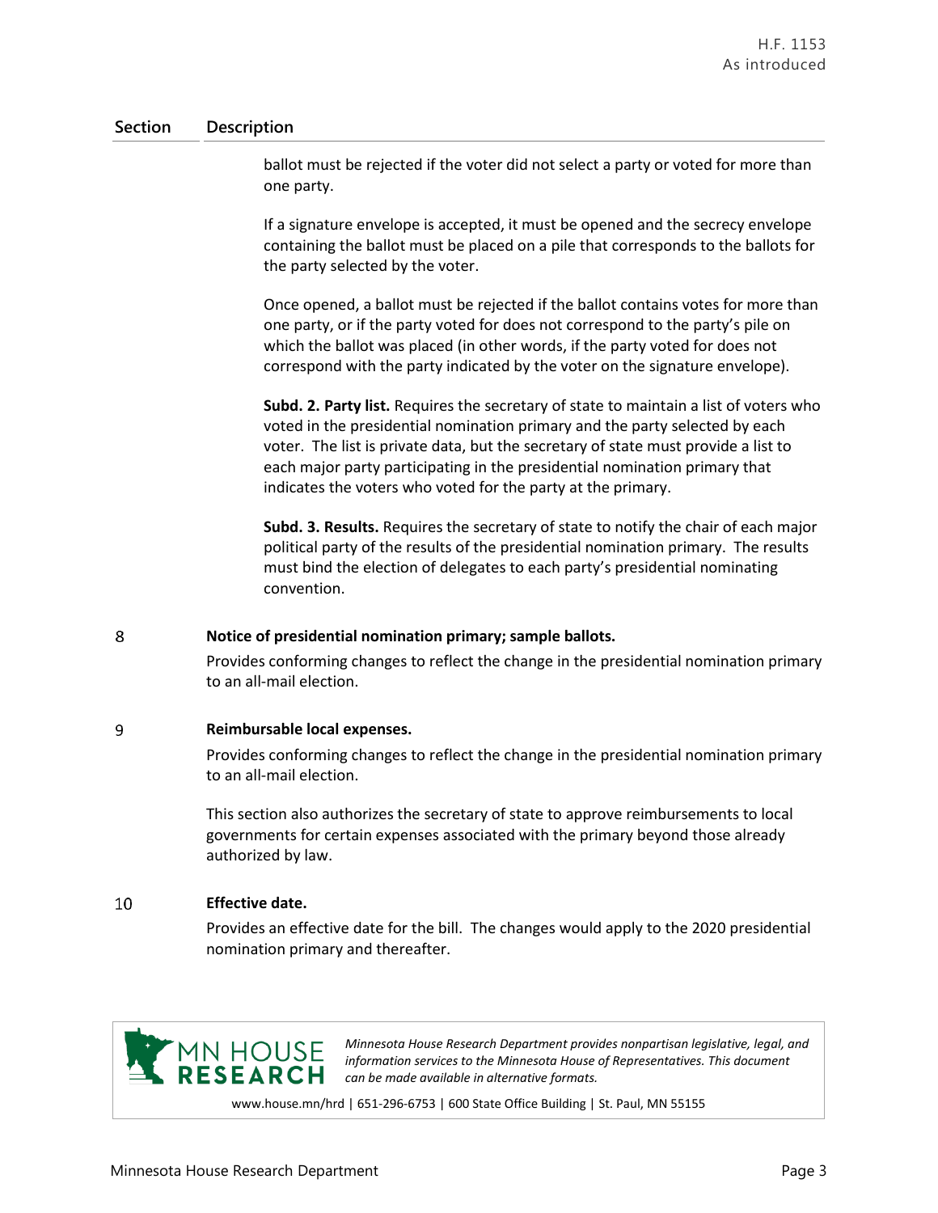| Section | Description |
|---|---|
| | ballot must be rejected if the voter did not select a party or voted for more than one party.<br><br>If a signature envelope is accepted, it must be opened and the secrecy envelope containing the ballot must be placed on a pile that corresponds to the ballots for the party selected by the voter.<br><br>Once opened, a ballot must be rejected if the ballot contains votes for more than one party, or if the party voted for does not correspond to the party's pile on which the ballot was placed (in other words, if the party voted for does not correspond with the party indicated by the voter on the signature envelope).<br><br>**Subd. 2. Party list.** Requires the secretary of state to maintain a list of voters who voted in the presidential nomination primary and the party selected by each voter. The list is private data, but the secretary of state must provide a list to each major party participating in the presidential nomination primary that indicates the voters who voted for the party at the primary.<br><br>**Subd. 3. Results.** Requires the secretary of state to notify the chair of each major political party of the results of the presidential nomination primary. The results must bind the election of delegates to each party's presidential nominating convention. |
| 8 | **Notice of presidential nomination primary; sample ballots.**<br><br>Provides conforming changes to reflect the change in the presidential nomination primary to an all-mail election. |
| 9 | **Reimbursable local expenses.**<br><br>Provides conforming changes to reflect the change in the presidential nomination primary to an all-mail election.<br><br>This section also authorizes the secretary of state to approve reimbursements to local governments for certain expenses associated with the primary beyond those already authorized by law. |
| 10 | **Effective date.**<br><br>Provides an effective date for the bill. The changes would apply to the 2020 presidential nomination primary and thereafter. |

MN HOUSE RESEARCH

*Minnesota House Research Department provides nonpartisan legislative, legal, and information services to the Minnesota House of Representatives. This document can be made available in alternative formats.*

www.house.mn/hrd | 651-296-6753 | 600 State Office Building | St. Paul, MN 55155